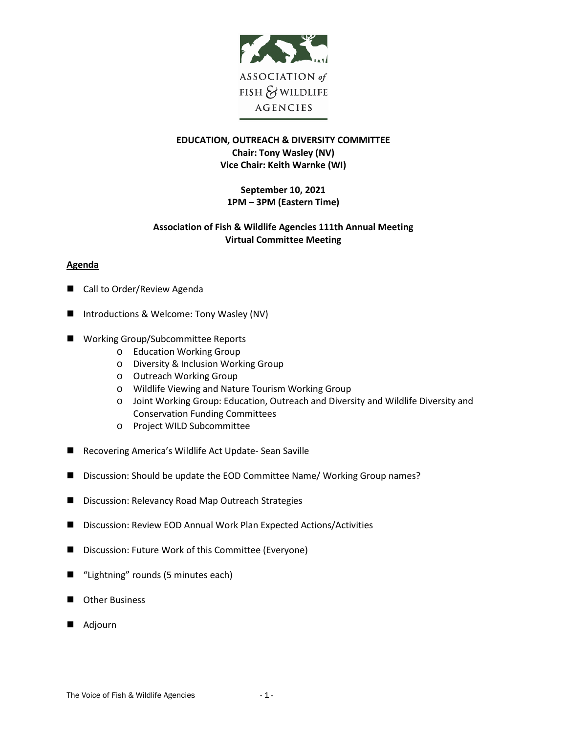ASSOCIATION *of* FISH & WILDLIFE AGENCIES

**EDUCATION, OUTREACH & DIVERSITY COMMITTEE**
**Chair: Tony Wasley (NV)**
**Vice Chair: Keith Warnke (WI)**

**September 10, 2021**
**1PM – 3PM (Eastern Time)**

**Association of Fish & Wildlife Agencies 111th Annual Meeting**
**Virtual Committee Meeting**

## Agenda

- Call to Order/Review Agenda
- Introductions & Welcome: Tony Wasley (NV)
- Working Group/Subcommittee Reports
    - Education Working Group
    - Diversity & Inclusion Working Group
    - Outreach Working Group
    - Wildlife Viewing and Nature Tourism Working Group
    - Joint Working Group: Education, Outreach and Diversity and Wildlife Diversity and Conservation Funding Committees
    - Project WILD Subcommittee
- Recovering America's Wildlife Act Update- Sean Saville
- Discussion: Should be update the EOD Committee Name/ Working Group names?
- Discussion: Relevancy Road Map Outreach Strategies
- Discussion: Review EOD Annual Work Plan Expected Actions/Activities
- Discussion: Future Work of this Committee (Everyone)
- "Lightning" rounds (5 minutes each)
- Other Business
- Adjourn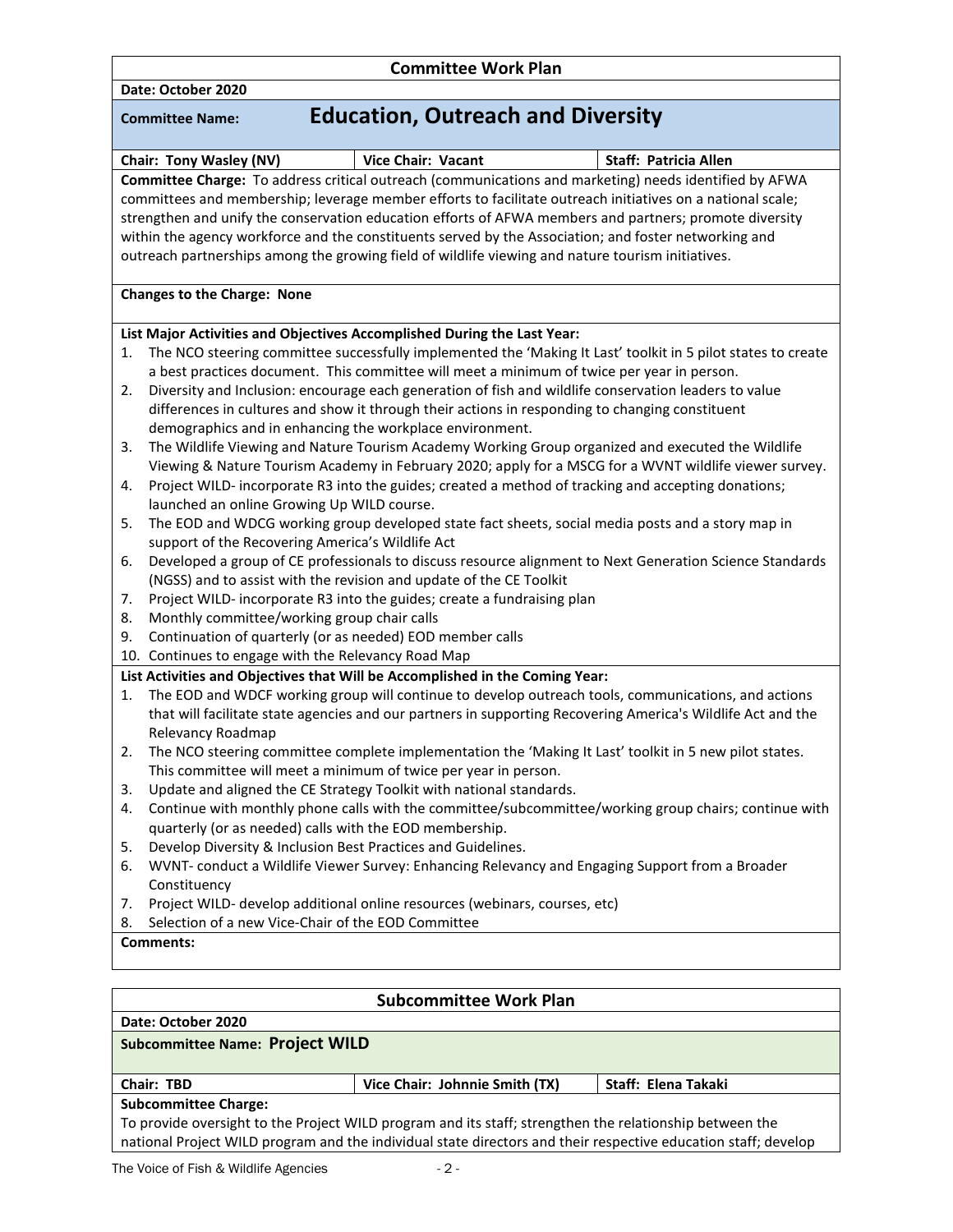## Committee Work Plan

**Date: October 2020**

**Committee Name:** **Education, Outreach and Diversity**

| **Chair: Tony Wasley (NV)** | **Vice Chair: Vacant** | **Staff: Patricia Allen** |
|---|---|---|

**Committee Charge:** To address critical outreach (communications and marketing) needs identified by AFWA committees and membership; leverage member efforts to facilitate outreach initiatives on a national scale; strengthen and unify the conservation education efforts of AFWA members and partners; promote diversity within the agency workforce and the constituents served by the Association; and foster networking and outreach partnerships among the growing field of wildlife viewing and nature tourism initiatives.

**Changes to the Charge: None**

**List Major Activities and Objectives Accomplished During the Last Year:**

1. The NCO steering committee successfully implemented the 'Making It Last' toolkit in 5 pilot states to create a best practices document. This committee will meet a minimum of twice per year in person.
2. Diversity and Inclusion: encourage each generation of fish and wildlife conservation leaders to value differences in cultures and show it through their actions in responding to changing constituent demographics and in enhancing the workplace environment.
3. The Wildlife Viewing and Nature Tourism Academy Working Group organized and executed the Wildlife Viewing & Nature Tourism Academy in February 2020; apply for a MSCG for a WVNT wildlife viewer survey.
4. Project WILD- incorporate R3 into the guides; created a method of tracking and accepting donations; launched an online Growing Up WILD course.
5. The EOD and WDCG working group developed state fact sheets, social media posts and a story map in support of the Recovering America's Wildlife Act
6. Developed a group of CE professionals to discuss resource alignment to Next Generation Science Standards (NGSS) and to assist with the revision and update of the CE Toolkit
7. Project WILD- incorporate R3 into the guides; create a fundraising plan
8. Monthly committee/working group chair calls
9. Continuation of quarterly (or as needed) EOD member calls
10. Continues to engage with the Relevancy Road Map

**List Activities and Objectives that Will be Accomplished in the Coming Year:**

1. The EOD and WDCF working group will continue to develop outreach tools, communications, and actions that will facilitate state agencies and our partners in supporting Recovering America's Wildlife Act and the Relevancy Roadmap
2. The NCO steering committee complete implementation the 'Making It Last' toolkit in 5 new pilot states. This committee will meet a minimum of twice per year in person.
3. Update and aligned the CE Strategy Toolkit with national standards.
4. Continue with monthly phone calls with the committee/subcommittee/working group chairs; continue with quarterly (or as needed) calls with the EOD membership.
5. Develop Diversity & Inclusion Best Practices and Guidelines.
6. WVNT- conduct a Wildlife Viewer Survey: Enhancing Relevancy and Engaging Support from a Broader Constituency
7. Project WILD- develop additional online resources (webinars, courses, etc)
8. Selection of a new Vice-Chair of the EOD Committee

**Comments:**

## Subcommittee Work Plan

**Date: October 2020**

**Subcommittee Name: Project WILD**

| **Chair: TBD** | **Vice Chair: Johnnie Smith (TX)** | **Staff: Elena Takaki** |
|---|---|---|

**Subcommittee Charge:**

To provide oversight to the Project WILD program and its staff; strengthen the relationship between the national Project WILD program and the individual state directors and their respective education staff; develop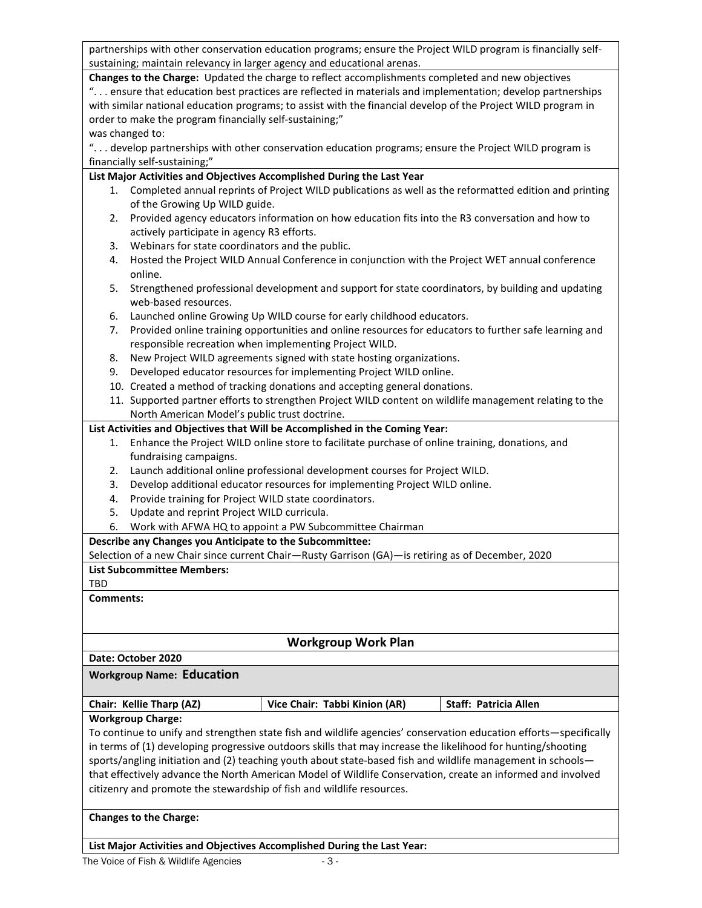partnerships with other conservation education programs; ensure the Project WILD program is financially self-sustaining; maintain relevancy in larger agency and educational arenas.

**Changes to the Charge:** Updated the charge to reflect accomplishments completed and new objectives

". . . ensure that education best practices are reflected in materials and implementation; develop partnerships with similar national education programs; to assist with the financial develop of the Project WILD program in order to make the program financially self-sustaining;"

was changed to:

". . . develop partnerships with other conservation education programs; ensure the Project WILD program is financially self-sustaining;"

**List Major Activities and Objectives Accomplished During the Last Year**

1. Completed annual reprints of Project WILD publications as well as the reformatted edition and printing of the Growing Up WILD guide.
2. Provided agency educators information on how education fits into the R3 conversation and how to actively participate in agency R3 efforts.
3. Webinars for state coordinators and the public.
4. Hosted the Project WILD Annual Conference in conjunction with the Project WET annual conference online.
5. Strengthened professional development and support for state coordinators, by building and updating web-based resources.
6. Launched online Growing Up WILD course for early childhood educators.
7. Provided online training opportunities and online resources for educators to further safe learning and responsible recreation when implementing Project WILD.
8. New Project WILD agreements signed with state hosting organizations.
9. Developed educator resources for implementing Project WILD online.
10. Created a method of tracking donations and accepting general donations.
11. Supported partner efforts to strengthen Project WILD content on wildlife management relating to the North American Model's public trust doctrine.

**List Activities and Objectives that Will be Accomplished in the Coming Year:**

1. Enhance the Project WILD online store to facilitate purchase of online training, donations, and fundraising campaigns.
2. Launch additional online professional development courses for Project WILD.
3. Develop additional educator resources for implementing Project WILD online.
4. Provide training for Project WILD state coordinators.
5. Update and reprint Project WILD curricula.
6. Work with AFWA HQ to appoint a PW Subcommittee Chairman

**Describe any Changes you Anticipate to the Subcommittee:**

Selection of a new Chair since current Chair—Rusty Garrison (GA)—is retiring as of December, 2020

**List Subcommittee Members:**

TBD

**Comments:**

## Workgroup Work Plan

**Date: October 2020**

**Workgroup Name: Education**

| **Chair: Kellie Tharp (AZ)** | **Vice Chair: Tabbi Kinion (AR)** | **Staff: Patricia Allen** |
|---|---|---|

**Workgroup Charge:**

To continue to unify and strengthen state fish and wildlife agencies' conservation education efforts—specifically in terms of (1) developing progressive outdoors skills that may increase the likelihood for hunting/shooting sports/angling initiation and (2) teaching youth about state-based fish and wildlife management in schools—that effectively advance the North American Model of Wildlife Conservation, create an informed and involved citizenry and promote the stewardship of fish and wildlife resources.

**Changes to the Charge:**

**List Major Activities and Objectives Accomplished During the Last Year:**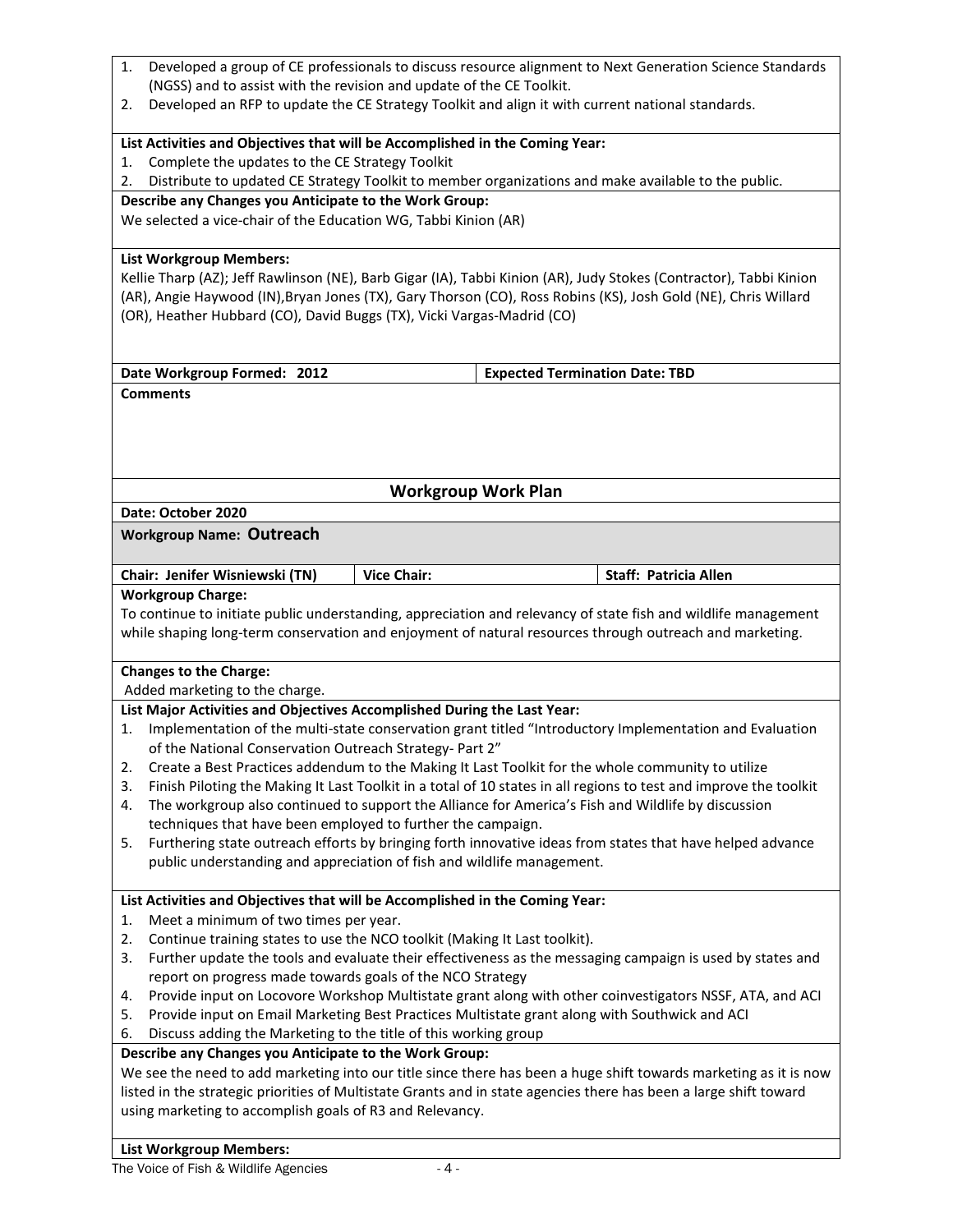1. Developed a group of CE professionals to discuss resource alignment to Next Generation Science Standards (NGSS) and to assist with the revision and update of the CE Toolkit.
2. Developed an RFP to update the CE Strategy Toolkit and align it with current national standards.

**List Activities and Objectives that will be Accomplished in the Coming Year:**

1. Complete the updates to the CE Strategy Toolkit
2. Distribute to updated CE Strategy Toolkit to member organizations and make available to the public.

**Describe any Changes you Anticipate to the Work Group:**

We selected a vice-chair of the Education WG, Tabbi Kinion (AR)

**List Workgroup Members:**

Kellie Tharp (AZ); Jeff Rawlinson (NE), Barb Gigar (IA), Tabbi Kinion (AR), Judy Stokes (Contractor), Tabbi Kinion (AR), Angie Haywood (IN),Bryan Jones (TX), Gary Thorson (CO), Ross Robins (KS), Josh Gold (NE), Chris Willard (OR), Heather Hubbard (CO), David Buggs (TX), Vicki Vargas-Madrid (CO)

| **Date Workgroup Formed: 2012** | **Expected Termination Date: TBD** |
|---|---|

**Comments**

## Workgroup Work Plan

**Date: October 2020**

**Workgroup Name: Outreach**

| **Chair: Jenifer Wisniewski (TN)** | **Vice Chair:** | **Staff: Patricia Allen** |
|---|---|---|

**Workgroup Charge:**

To continue to initiate public understanding, appreciation and relevancy of state fish and wildlife management while shaping long-term conservation and enjoyment of natural resources through outreach and marketing.

**Changes to the Charge:**

Added marketing to the charge.

**List Major Activities and Objectives Accomplished During the Last Year:**

1. Implementation of the multi-state conservation grant titled "Introductory Implementation and Evaluation of the National Conservation Outreach Strategy- Part 2"
2. Create a Best Practices addendum to the Making It Last Toolkit for the whole community to utilize
3. Finish Piloting the Making It Last Toolkit in a total of 10 states in all regions to test and improve the toolkit
4. The workgroup also continued to support the Alliance for America's Fish and Wildlife by discussion techniques that have been employed to further the campaign.
5. Furthering state outreach efforts by bringing forth innovative ideas from states that have helped advance public understanding and appreciation of fish and wildlife management.

**List Activities and Objectives that will be Accomplished in the Coming Year:**

1. Meet a minimum of two times per year.
2. Continue training states to use the NCO toolkit (Making It Last toolkit).
3. Further update the tools and evaluate their effectiveness as the messaging campaign is used by states and report on progress made towards goals of the NCO Strategy
4. Provide input on Locovore Workshop Multistate grant along with other coinvestigators NSSF, ATA, and ACI
5. Provide input on Email Marketing Best Practices Multistate grant along with Southwick and ACI
6. Discuss adding the Marketing to the title of this working group

**Describe any Changes you Anticipate to the Work Group:**

We see the need to add marketing into our title since there has been a huge shift towards marketing as it is now listed in the strategic priorities of Multistate Grants and in state agencies there has been a large shift toward using marketing to accomplish goals of R3 and Relevancy.

**List Workgroup Members:**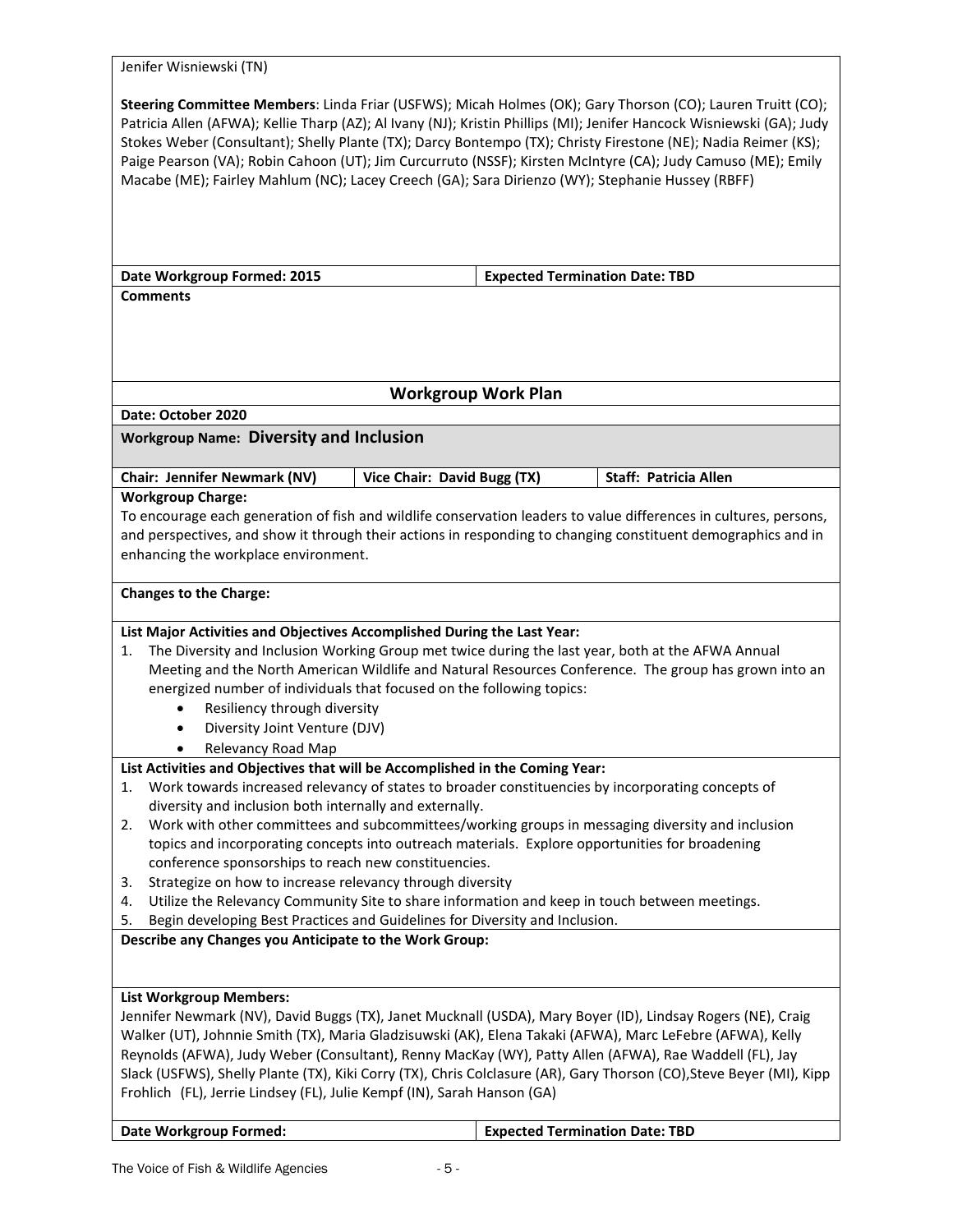Jenifer Wisniewski (TN)

**Steering Committee Members**: Linda Friar (USFWS); Micah Holmes (OK); Gary Thorson (CO); Lauren Truitt (CO); Patricia Allen (AFWA); Kellie Tharp (AZ); Al Ivany (NJ); Kristin Phillips (MI); Jenifer Hancock Wisniewski (GA); Judy Stokes Weber (Consultant); Shelly Plante (TX); Darcy Bontempo (TX); Christy Firestone (NE); Nadia Reimer (KS); Paige Pearson (VA); Robin Cahoon (UT); Jim Curcurruto (NSSF); Kirsten McIntyre (CA); Judy Camuso (ME); Emily Macabe (ME); Fairley Mahlum (NC); Lacey Creech (GA); Sara Dirienzo (WY); Stephanie Hussey (RBFF)

| **Date Workgroup Formed: 2015** | **Expected Termination Date: TBD** |
|---|---|

**Comments**

## Workgroup Work Plan

**Date: October 2020**

**Workgroup Name: Diversity and Inclusion**

| **Chair: Jennifer Newmark (NV)** | **Vice Chair: David Bugg (TX)** | **Staff: Patricia Allen** |
|---|---|---|

**Workgroup Charge:**
To encourage each generation of fish and wildlife conservation leaders to value differences in cultures, persons, and perspectives, and show it through their actions in responding to changing constituent demographics and in enhancing the workplace environment.

**Changes to the Charge:**

**List Major Activities and Objectives Accomplished During the Last Year:**

1. The Diversity and Inclusion Working Group met twice during the last year, both at the AFWA Annual Meeting and the North American Wildlife and Natural Resources Conference. The group has grown into an energized number of individuals that focused on the following topics:
   - Resiliency through diversity
   - Diversity Joint Venture (DJV)
   - Relevancy Road Map

**List Activities and Objectives that will be Accomplished in the Coming Year:**

1. Work towards increased relevancy of states to broader constituencies by incorporating concepts of diversity and inclusion both internally and externally.
2. Work with other committees and subcommittees/working groups in messaging diversity and inclusion topics and incorporating concepts into outreach materials. Explore opportunities for broadening conference sponsorships to reach new constituencies.
3. Strategize on how to increase relevancy through diversity
4. Utilize the Relevancy Community Site to share information and keep in touch between meetings.
5. Begin developing Best Practices and Guidelines for Diversity and Inclusion.

**Describe any Changes you Anticipate to the Work Group:**

**List Workgroup Members:**
Jennifer Newmark (NV), David Buggs (TX), Janet Mucknall (USDA), Mary Boyer (ID), Lindsay Rogers (NE), Craig Walker (UT), Johnnie Smith (TX), Maria Gladzisuwski (AK), Elena Takaki (AFWA), Marc LeFebre (AFWA), Kelly Reynolds (AFWA), Judy Weber (Consultant), Renny MacKay (WY), Patty Allen (AFWA), Rae Waddell (FL), Jay Slack (USFWS), Shelly Plante (TX), Kiki Corry (TX), Chris Colclasure (AR), Gary Thorson (CO),Steve Beyer (MI), Kipp Frohlich (FL), Jerrie Lindsey (FL), Julie Kempf (IN), Sarah Hanson (GA)

| **Date Workgroup Formed:** | **Expected Termination Date: TBD** |
|---|---|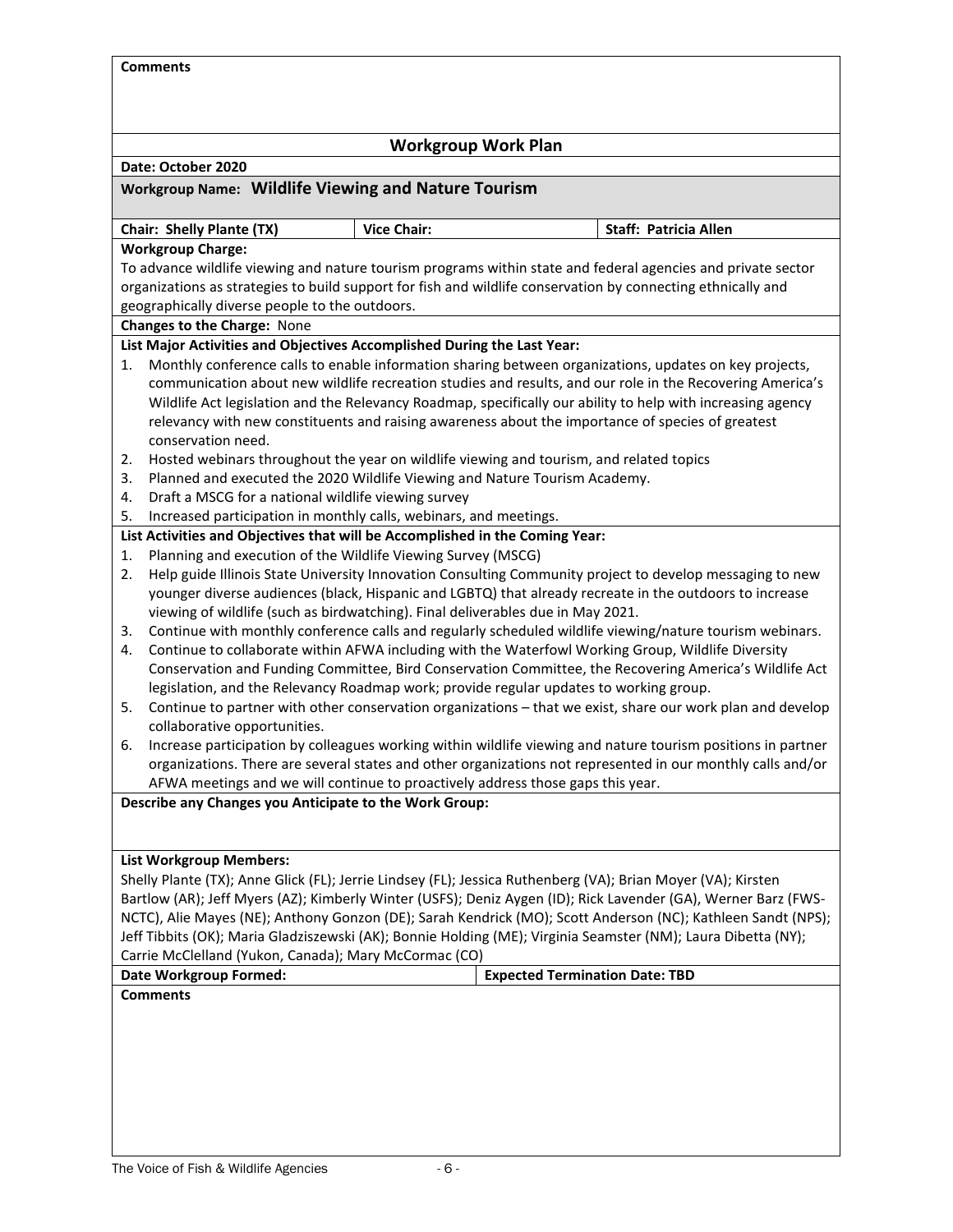**Comments**

## Workgroup Work Plan

**Date: October 2020**

**Workgroup Name: Wildlife Viewing and Nature Tourism**

| **Chair: Shelly Plante (TX)** | **Vice Chair:** | **Staff: Patricia Allen** |
|---|---|---|

**Workgroup Charge:**
To advance wildlife viewing and nature tourism programs within state and federal agencies and private sector organizations as strategies to build support for fish and wildlife conservation by connecting ethnically and geographically diverse people to the outdoors.

**Changes to the Charge:** None

**List Major Activities and Objectives Accomplished During the Last Year:**

1. Monthly conference calls to enable information sharing between organizations, updates on key projects, communication about new wildlife recreation studies and results, and our role in the Recovering America's Wildlife Act legislation and the Relevancy Roadmap, specifically our ability to help with increasing agency relevancy with new constituents and raising awareness about the importance of species of greatest conservation need.
2. Hosted webinars throughout the year on wildlife viewing and tourism, and related topics
3. Planned and executed the 2020 Wildlife Viewing and Nature Tourism Academy.
4. Draft a MSCG for a national wildlife viewing survey
5. Increased participation in monthly calls, webinars, and meetings.

**List Activities and Objectives that will be Accomplished in the Coming Year:**

1. Planning and execution of the Wildlife Viewing Survey (MSCG)
2. Help guide Illinois State University Innovation Consulting Community project to develop messaging to new younger diverse audiences (black, Hispanic and LGBTQ) that already recreate in the outdoors to increase viewing of wildlife (such as birdwatching). Final deliverables due in May 2021.
3. Continue with monthly conference calls and regularly scheduled wildlife viewing/nature tourism webinars.
4. Continue to collaborate within AFWA including with the Waterfowl Working Group, Wildlife Diversity Conservation and Funding Committee, Bird Conservation Committee, the Recovering America's Wildlife Act legislation, and the Relevancy Roadmap work; provide regular updates to working group.
5. Continue to partner with other conservation organizations – that we exist, share our work plan and develop collaborative opportunities.
6. Increase participation by colleagues working within wildlife viewing and nature tourism positions in partner organizations. There are several states and other organizations not represented in our monthly calls and/or AFWA meetings and we will continue to proactively address those gaps this year.

**Describe any Changes you Anticipate to the Work Group:**

**List Workgroup Members:**
Shelly Plante (TX); Anne Glick (FL); Jerrie Lindsey (FL); Jessica Ruthenberg (VA); Brian Moyer (VA); Kirsten Bartlow (AR); Jeff Myers (AZ); Kimberly Winter (USFS); Deniz Aygen (ID); Rick Lavender (GA), Werner Barz (FWS-NCTC), Alie Mayes (NE); Anthony Gonzon (DE); Sarah Kendrick (MO); Scott Anderson (NC); Kathleen Sandt (NPS); Jeff Tibbits (OK); Maria Gladziszewski (AK); Bonnie Holding (ME); Virginia Seamster (NM); Laura Dibetta (NY); Carrie McClelland (Yukon, Canada); Mary McCormac (CO)

| **Date Workgroup Formed:** | **Expected Termination Date: TBD** |
|---|---|

**Comments**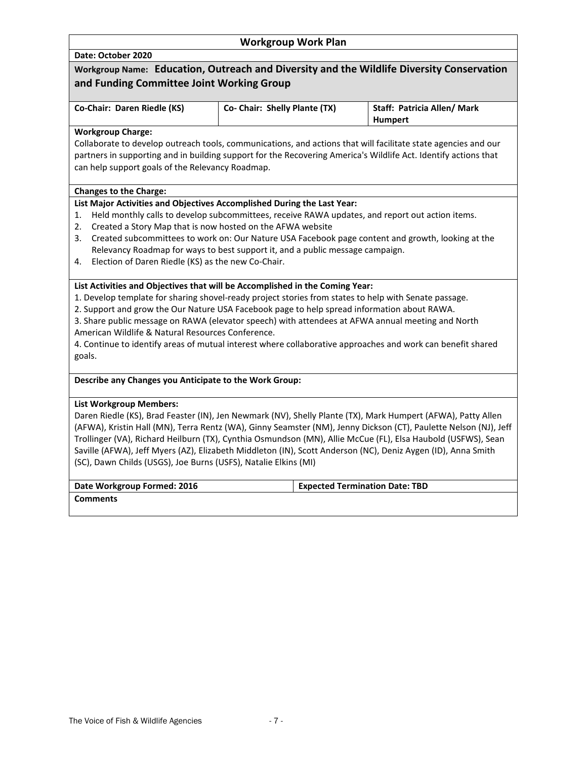## Workgroup Work Plan

**Date: October 2020**

**Workgroup Name: Education, Outreach and Diversity and the Wildlife Diversity Conservation and Funding Committee Joint Working Group**

| | | |
|---|---|---|
| **Co-Chair: Daren Riedle (KS)** | **Co- Chair: Shelly Plante (TX)** | **Staff: Patricia Allen/ Mark Humpert** |

**Workgroup Charge:**

Collaborate to develop outreach tools, communications, and actions that will facilitate state agencies and our partners in supporting and in building support for the Recovering America's Wildlife Act. Identify actions that can help support goals of the Relevancy Roadmap.

**Changes to the Charge:**

**List Major Activities and Objectives Accomplished During the Last Year:**

1. Held monthly calls to develop subcommittees, receive RAWA updates, and report out action items.
2. Created a Story Map that is now hosted on the AFWA website
3. Created subcommittees to work on: Our Nature USA Facebook page content and growth, looking at the Relevancy Roadmap for ways to best support it, and a public message campaign.
4. Election of Daren Riedle (KS) as the new Co-Chair.

**List Activities and Objectives that will be Accomplished in the Coming Year:**

1. Develop template for sharing shovel-ready project stories from states to help with Senate passage.
2. Support and grow the Our Nature USA Facebook page to help spread information about RAWA.
3. Share public message on RAWA (elevator speech) with attendees at AFWA annual meeting and North American Wildlife & Natural Resources Conference.
4. Continue to identify areas of mutual interest where collaborative approaches and work can benefit shared goals.

**Describe any Changes you Anticipate to the Work Group:**

**List Workgroup Members:**

Daren Riedle (KS), Brad Feaster (IN), Jen Newmark (NV), Shelly Plante (TX), Mark Humpert (AFWA), Patty Allen (AFWA), Kristin Hall (MN), Terra Rentz (WA), Ginny Seamster (NM), Jenny Dickson (CT), Paulette Nelson (NJ), Jeff Trollinger (VA), Richard Heilburn (TX), Cynthia Osmundson (MN), Allie McCue (FL), Elsa Haubold (USFWS), Sean Saville (AFWA), Jeff Myers (AZ), Elizabeth Middleton (IN), Scott Anderson (NC), Deniz Aygen (ID), Anna Smith (SC), Dawn Childs (USGS), Joe Burns (USFS), Natalie Elkins (MI)

| | |
|---|---|
| **Date Workgroup Formed: 2016** | **Expected Termination Date: TBD** |

**Comments**